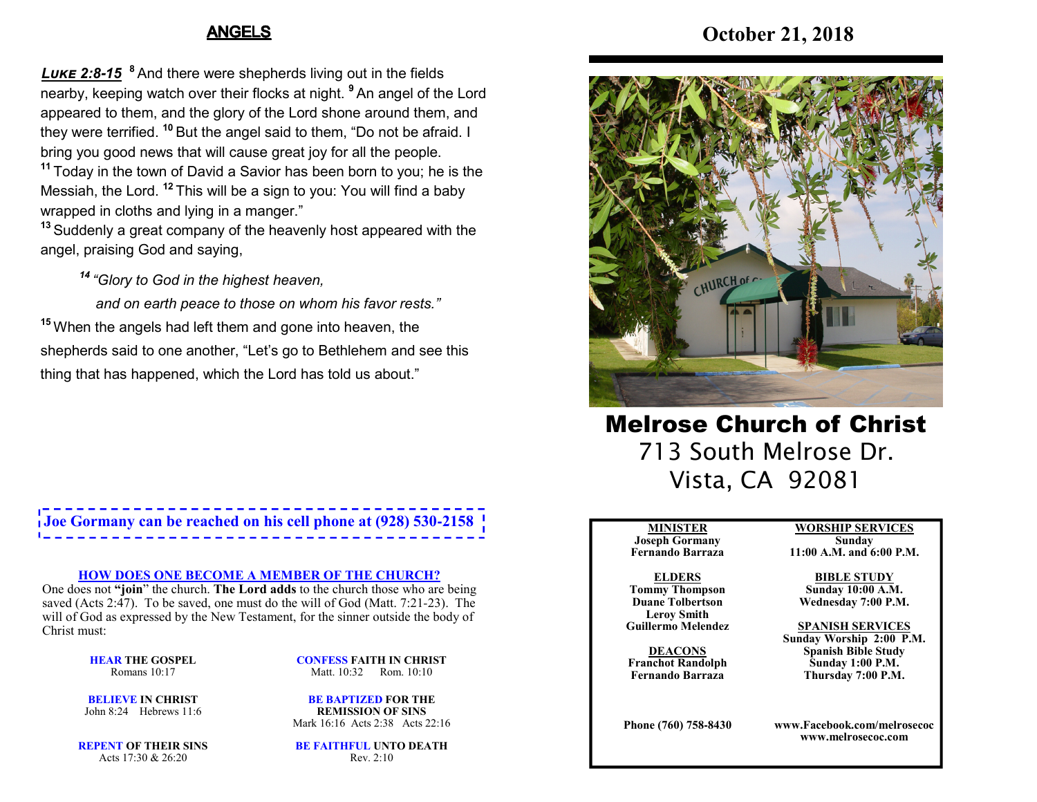## ANGELS

***LUKE 2:8-15*** [8] And there were shepherds living out in the fields nearby, keeping watch over their flocks at night. [9] An angel of the Lord appeared to them, and the glory of the Lord shone around them, and they were terrified. [10] But the angel said to them, "Do not be afraid. I bring you good news that will cause great joy for all the people. [11] Today in the town of David a Savior has been born to you; he is the Messiah, the Lord. [12] This will be a sign to you: You will find a baby wrapped in cloths and lying in a manger."
[13] Suddenly a great company of the heavenly host appeared with the angel, praising God and saying,

*[14] "Glory to God in the highest heaven,*
*and on earth peace to those on whom his favor rests."*

[15] When the angels had left them and gone into heaven, the shepherds said to one another, "Let's go to Bethlehem and see this thing that has happened, which the Lord has told us about."

**Joe Gormany can be reached on his cell phone at (928) 530-2158**

**HOW DOES ONE BECOME A MEMBER OF THE CHURCH?**

One does not **"join"** the church. **The Lord adds** to the church those who are being saved (Acts 2:47). To be saved, one must do the will of God (Matt. 7:21-23). The will of God as expressed by the New Testament, for the sinner outside the body of Christ must:

**HEAR THE GOSPEL**
Romans 10:17

**BELIEVE IN CHRIST**
John 8:24 Hebrews 11:6

**REPENT OF THEIR SINS**
Acts 17:30 & 26:20

**CONFESS FAITH IN CHRIST**
Matt. 10:32 Rom. 10:10

**BE BAPTIZED FOR THE REMISSION OF SINS**
Mark 16:16 Acts 2:38 Acts 22:16

**BE FAITHFUL UNTO DEATH**
Rev. 2:10

# October 21, 2018

# Melrose Church of Christ

713 South Melrose Dr.
Vista, CA 92081

**MINISTER**
Joseph Gormany
Fernando Barraza

**ELDERS**
Tommy Thompson
Duane Tolbertson
Leroy Smith
Guillermo Melendez

**DEACONS**
Franchot Randolph
Fernando Barraza

**WORSHIP SERVICES**
Sunday
11:00 A.M. and 6:00 P.M.

**BIBLE STUDY**
Sunday 10:00 A.M.
Wednesday 7:00 P.M.

**SPANISH SERVICES**
Sunday Worship 2:00 P.M.
Spanish Bible Study
Sunday 1:00 P.M.
Thursday 7:00 P.M.

**Phone (760) 758-8430**

**www.Facebook.com/melrosecoc**
**www.melrosecoc.com**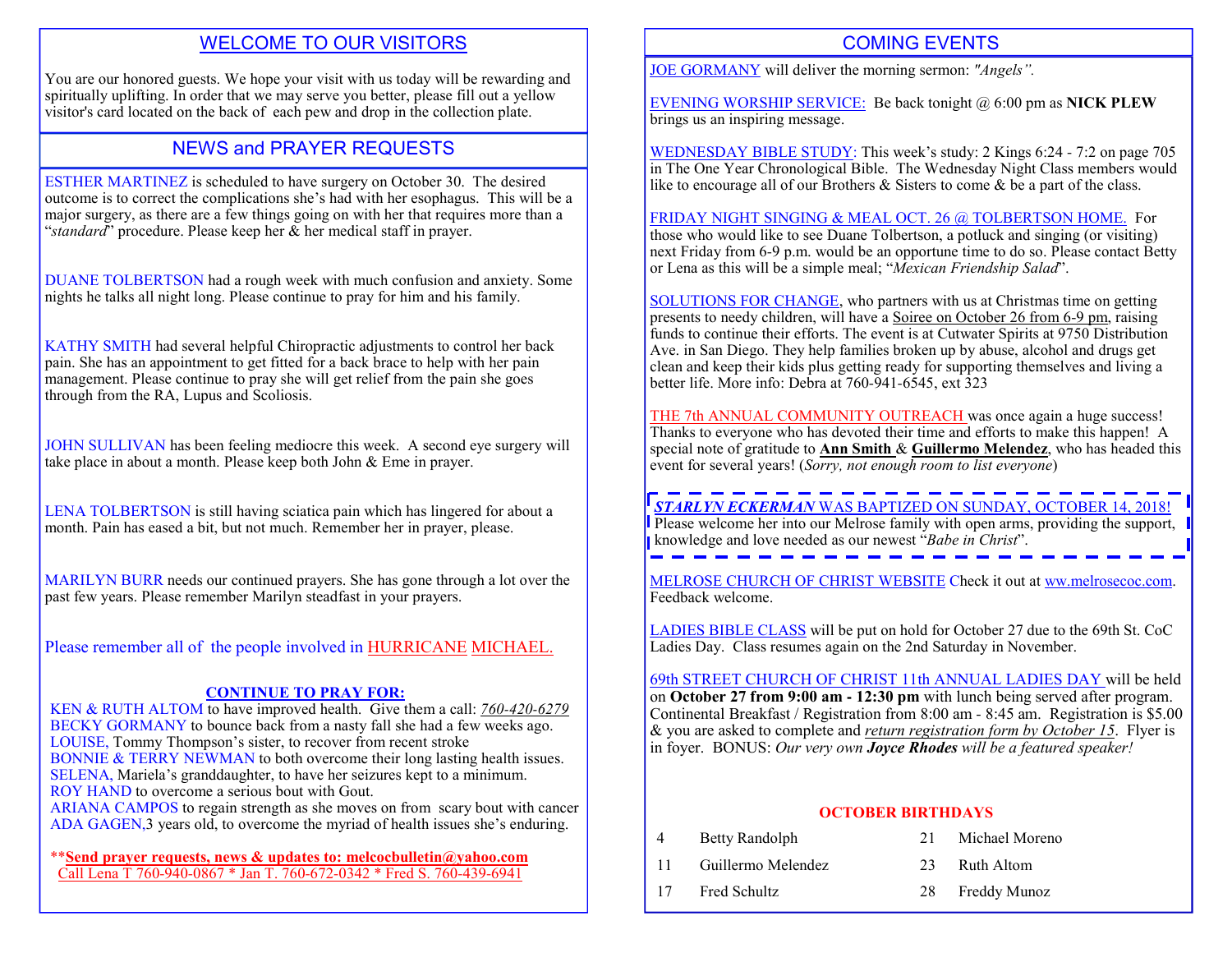## WELCOME TO OUR VISITORS

You are our honored guests. We hope your visit with us today will be rewarding and spiritually uplifting. In order that we may serve you better, please fill out a yellow visitor's card located on the back of each pew and drop in the collection plate.

## NEWS and PRAYER REQUESTS

ESTHER MARTINEZ is scheduled to have surgery on October 30. The desired outcome is to correct the complications she's had with her esophagus. This will be a major surgery, as there are a few things going on with her that requires more than a "*standard*" procedure. Please keep her & her medical staff in prayer.

DUANE TOLBERTSON had a rough week with much confusion and anxiety. Some nights he talks all night long. Please continue to pray for him and his family.

KATHY SMITH had several helpful Chiropractic adjustments to control her back pain. She has an appointment to get fitted for a back brace to help with her pain management. Please continue to pray she will get relief from the pain she goes through from the RA, Lupus and Scoliosis.

JOHN SULLIVAN has been feeling mediocre this week. A second eye surgery will take place in about a month. Please keep both John & Eme in prayer.

LENA TOLBERTSON is still having sciatica pain which has lingered for about a month. Pain has eased a bit, but not much. Remember her in prayer, please.

MARILYN BURR needs our continued prayers. She has gone through a lot over the past few years. Please remember Marilyn steadfast in your prayers.

Please remember all of the people involved in HURRICANE MICHAEL.

**CONTINUE TO PRAY FOR:**

KEN & RUTH ALTOM to have improved health. Give them a call: *760-420-6279*
BECKY GORMANY to bounce back from a nasty fall she had a few weeks ago.
LOUISE, Tommy Thompson's sister, to recover from recent stroke
BONNIE & TERRY NEWMAN to both overcome their long lasting health issues.
SELENA, Mariela's granddaughter, to have her seizures kept to a minimum.
ROY HAND to overcome a serious bout with Gout.
ARIANA CAMPOS to regain strength as she moves on from scary bout with cancer
ADA GAGEN,3 years old, to overcome the myriad of health issues she's enduring.

****Send prayer requests, news & updates to: melcocbulletin@yahoo.com**
Call Lena T 760-940-0867 * Jan T. 760-672-0342 * Fred S. 760-439-6941

## COMING EVENTS

JOE GORMANY will deliver the morning sermon: *"Angels".*

EVENING WORSHIP SERVICE: Be back tonight @ 6:00 pm as **NICK PLEW** brings us an inspiring message.

WEDNESDAY BIBLE STUDY: This week's study: 2 Kings 6:24 - 7:2 on page 705 in The One Year Chronological Bible. The Wednesday Night Class members would like to encourage all of our Brothers & Sisters to come & be a part of the class.

FRIDAY NIGHT SINGING & MEAL OCT. 26 @ TOLBERTSON HOME. For those who would like to see Duane Tolbertson, a potluck and singing (or visiting) next Friday from 6-9 p.m. would be an opportune time to do so. Please contact Betty or Lena as this will be a simple meal; "*Mexican Friendship Salad*".

SOLUTIONS FOR CHANGE, who partners with us at Christmas time on getting presents to needy children, will have a Soiree on October 26 from 6-9 pm, raising funds to continue their efforts. The event is at Cutwater Spirits at 9750 Distribution Ave. in San Diego. They help families broken up by abuse, alcohol and drugs get clean and keep their kids plus getting ready for supporting themselves and living a better life. More info: Debra at 760-941-6545, ext 323

THE 7th ANNUAL COMMUNITY OUTREACH was once again a huge success! Thanks to everyone who has devoted their time and efforts to make this happen! A special note of gratitude to **Ann Smith** & **Guillermo Melendez**, who has headed this event for several years! (*Sorry, not enough room to list everyone*)

***STARLYN ECKERMAN*** WAS BAPTIZED ON SUNDAY, OCTOBER 14, 2018! Please welcome her into our Melrose family with open arms, providing the support, knowledge and love needed as our newest "*Babe in Christ*".

MELROSE CHURCH OF CHRIST WEBSITE Check it out at ww.melrosecoc.com. Feedback welcome.

LADIES BIBLE CLASS will be put on hold for October 27 due to the 69th St. CoC Ladies Day. Class resumes again on the 2nd Saturday in November.

69th STREET CHURCH OF CHRIST 11th ANNUAL LADIES DAY will be held on **October 27 from 9:00 am - 12:30 pm** with lunch being served after program. Continental Breakfast / Registration from 8:00 am - 8:45 am. Registration is $5.00 & you are asked to complete and *return registration form by October 15*. Flyer is in foyer. BONUS: *Our very own **Joyce Rhodes** will be a featured speaker!*

### OCTOBER BIRTHDAYS

| | | | |
|---|---|---|---|
| 4 | Betty Randolph | 21 | Michael Moreno |
| 11 | Guillermo Melendez | 23 | Ruth Altom |
| 17 | Fred Schultz | 28 | Freddy Munoz |